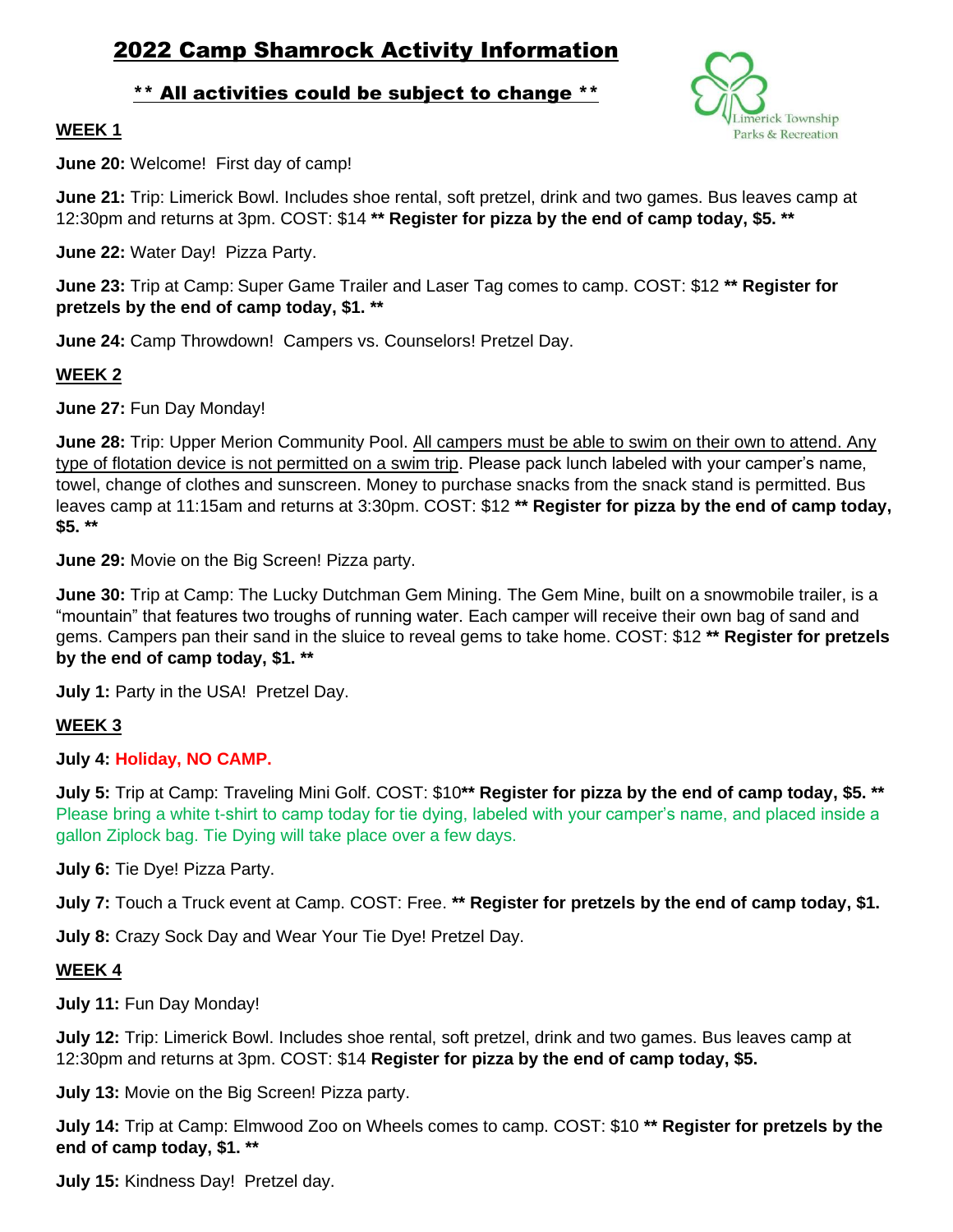# 2022 Camp Shamrock Activity Information

## ** All activities could be subject to change **

Limerick Township Parks & Recreation

### WEEK 1

**June 20:** Welcome! First day of camp!

**June 21:** Trip: Limerick Bowl. Includes shoe rental, soft pretzel, drink and two games. Bus leaves camp at 12:30pm and returns at 3pm. COST: $14 **** Register for pizza by the end of camp today, $5. ****

**June 22:** Water Day! Pizza Party.

**June 23:** Trip at Camp: Super Game Trailer and Laser Tag comes to camp. COST: $12 **** Register for pretzels by the end of camp today, $1. ****

**June 24:** Camp Throwdown! Campers vs. Counselors! Pretzel Day.

### WEEK 2

**June 27:** Fun Day Monday!

**June 28:** Trip: Upper Merion Community Pool. All campers must be able to swim on their own to attend. Any type of flotation device is not permitted on a swim trip. Please pack lunch labeled with your camper's name, towel, change of clothes and sunscreen. Money to purchase snacks from the snack stand is permitted. Bus leaves camp at 11:15am and returns at 3:30pm. COST: $12 **** Register for pizza by the end of camp today, $5. ****

**June 29:** Movie on the Big Screen! Pizza party.

**June 30:** Trip at Camp: The Lucky Dutchman Gem Mining. The Gem Mine, built on a snowmobile trailer, is a "mountain" that features two troughs of running water. Each camper will receive their own bag of sand and gems. Campers pan their sand in the sluice to reveal gems to take home. COST: $12 **** Register for pretzels by the end of camp today, $1. ****

**July 1:** Party in the USA! Pretzel Day.

### WEEK 3

**July 4:** **Holiday, NO CAMP.**

**July 5:** Trip at Camp: Traveling Mini Golf. COST: $10**** Register for pizza by the end of camp today, $5. ****
Please bring a white t-shirt to camp today for tie dying, labeled with your camper's name, and placed inside a gallon Ziplock bag. Tie Dying will take place over a few days.

**July 6:** Tie Dye! Pizza Party.

**July 7:** Touch a Truck event at Camp. COST: Free. **** Register for pretzels by the end of camp today, $1.**

**July 8:** Crazy Sock Day and Wear Your Tie Dye! Pretzel Day.

### WEEK 4

**July 11:** Fun Day Monday!

**July 12:** Trip: Limerick Bowl. Includes shoe rental, soft pretzel, drink and two games. Bus leaves camp at 12:30pm and returns at 3pm. COST: $14 **Register for pizza by the end of camp today, $5.**

**July 13:** Movie on the Big Screen! Pizza party.

**July 14:** Trip at Camp: Elmwood Zoo on Wheels comes to camp. COST: $10 **** Register for pretzels by the end of camp today, $1. ****

**July 15:** Kindness Day! Pretzel day.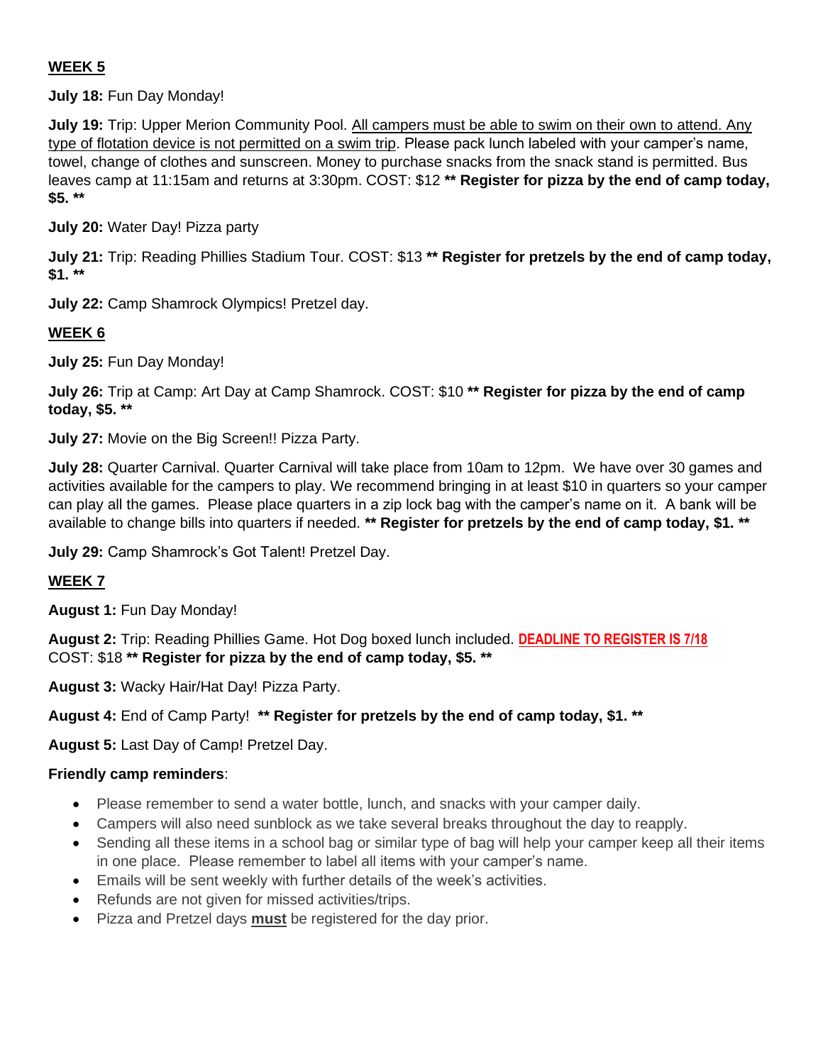**WEEK 5**

**July 18:** Fun Day Monday!

**July 19:** Trip: Upper Merion Community Pool. All campers must be able to swim on their own to attend. Any type of flotation device is not permitted on a swim trip. Please pack lunch labeled with your camper's name, towel, change of clothes and sunscreen. Money to purchase snacks from the snack stand is permitted. Bus leaves camp at 11:15am and returns at 3:30pm. COST: $12 **** Register for pizza by the end of camp today, $5. ****

**July 20:** Water Day! Pizza party

**July 21:** Trip: Reading Phillies Stadium Tour. COST: $13 **** Register for pretzels by the end of camp today, $1. ****

**July 22:** Camp Shamrock Olympics! Pretzel day.

**WEEK 6**

**July 25:** Fun Day Monday!

**July 26:** Trip at Camp: Art Day at Camp Shamrock. COST: $10 **** Register for pizza by the end of camp today, $5. ****

**July 27:** Movie on the Big Screen!! Pizza Party.

**July 28:** Quarter Carnival. Quarter Carnival will take place from 10am to 12pm. We have over 30 games and activities available for the campers to play. We recommend bringing in at least $10 in quarters so your camper can play all the games. Please place quarters in a zip lock bag with the camper's name on it. A bank will be available to change bills into quarters if needed. **** Register for pretzels by the end of camp today, $1. ****

**July 29:** Camp Shamrock's Got Talent! Pretzel Day.

**WEEK 7**

**August 1:** Fun Day Monday!

**August 2:** Trip: Reading Phillies Game. Hot Dog boxed lunch included. **DEADLINE TO REGISTER IS 7/18**
COST: $18 **** Register for pizza by the end of camp today, $5. ****

**August 3:** Wacky Hair/Hat Day! Pizza Party.

**August 4:** End of Camp Party! **** Register for pretzels by the end of camp today, $1. ****

**August 5:** Last Day of Camp! Pretzel Day.

**Friendly camp reminders**:

- Please remember to send a water bottle, lunch, and snacks with your camper daily.
- Campers will also need sunblock as we take several breaks throughout the day to reapply.
- Sending all these items in a school bag or similar type of bag will help your camper keep all their items in one place. Please remember to label all items with your camper's name.
- Emails will be sent weekly with further details of the week's activities.
- Refunds are not given for missed activities/trips.
- Pizza and Pretzel days **must** be registered for the day prior.